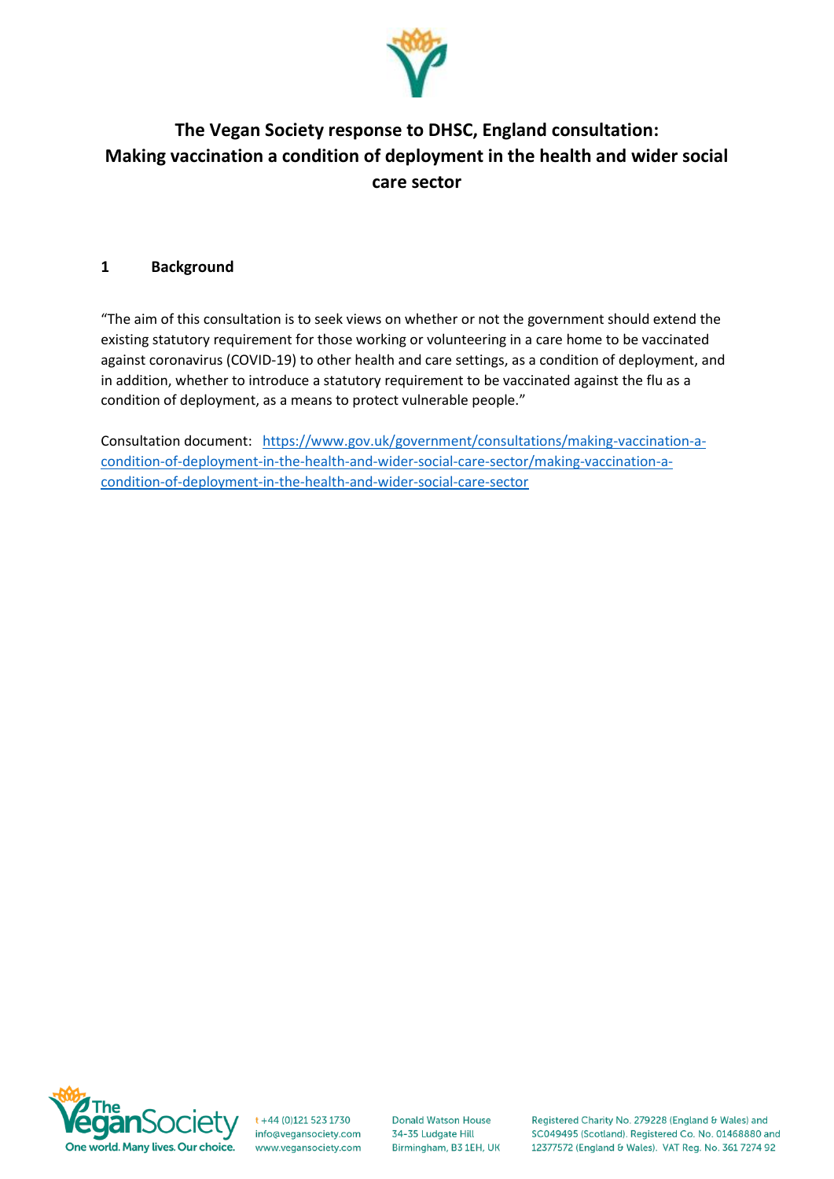# The Vegan Society response to DHSC, England consultation: Making vaccination a condition of deployment in the health and wider social care sector

## 1 Background

"The aim of this consultation is to seek views on whether or not the government should extend the existing statutory requirement for those working or volunteering in a care home to be vaccinated against coronavirus (COVID-19) to other health and care settings, as a condition of deployment, and in addition, whether to introduce a statutory requirement to be vaccinated against the flu as a condition of deployment, as a means to protect vulnerable people."

Consultation document: [https://www.gov.uk/government/consultations/making-vaccination-a-condition-of-deployment-in-the-health-and-wider-social-care-sector/making-vaccination-a-condition-of-deployment-in-the-health-and-wider-social-care-sector](https://www.gov.uk/government/consultations/making-vaccination-a-condition-of-deployment-in-the-health-and-wider-social-care-sector/making-vaccination-a-condition-of-deployment-in-the-health-and-wider-social-care-sector)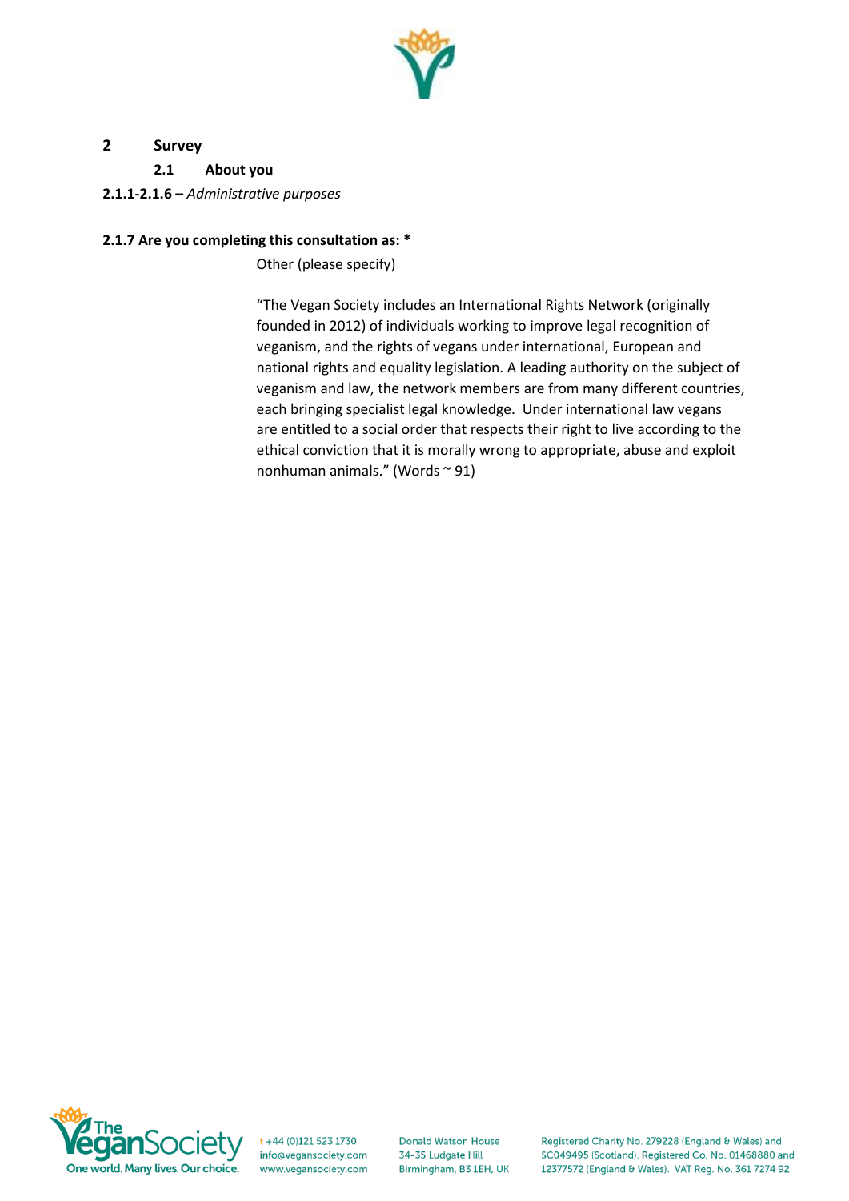## 2 Survey

### 2.1 About you

**2.1.1-2.1.6 –** *Administrative purposes*

**2.1.7 Are you completing this consultation as: ***

Other (please specify)

"The Vegan Society includes an International Rights Network (originally founded in 2012) of individuals working to improve legal recognition of veganism, and the rights of vegans under international, European and national rights and equality legislation. A leading authority on the subject of veganism and law, the network members are from many different countries, each bringing specialist legal knowledge. Under international law vegans are entitled to a social order that respects their right to live according to the ethical conviction that it is morally wrong to appropriate, abuse and exploit nonhuman animals." (Words ~ 91)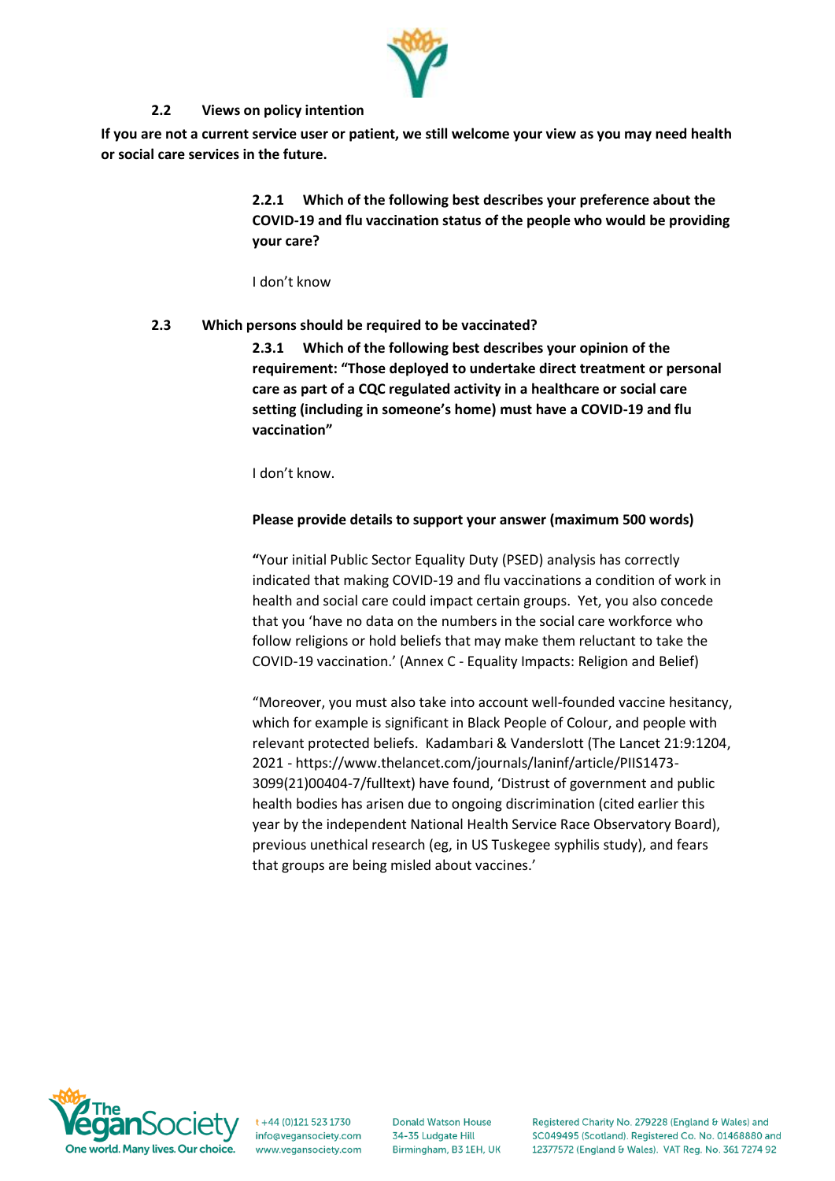### 2.2 Views on policy intention

**If you are not a current service user or patient, we still welcome your view as you may need health or social care services in the future.**

**2.2.1 Which of the following best describes your preference about the COVID-19 and flu vaccination status of the people who would be providing your care?**

I don't know

### 2.3 Which persons should be required to be vaccinated?

**2.3.1 Which of the following best describes your opinion of the requirement: "Those deployed to undertake direct treatment or personal care as part of a CQC regulated activity in a healthcare or social care setting (including in someone's home) must have a COVID-19 and flu vaccination"**

I don't know.

**Please provide details to support your answer (maximum 500 words)**

**"**Your initial Public Sector Equality Duty (PSED) analysis has correctly indicated that making COVID-19 and flu vaccinations a condition of work in health and social care could impact certain groups. Yet, you also concede that you 'have no data on the numbers in the social care workforce who follow religions or hold beliefs that may make them reluctant to take the COVID-19 vaccination.' (Annex C - Equality Impacts: Religion and Belief)

"Moreover, you must also take into account well-founded vaccine hesitancy, which for example is significant in Black People of Colour, and people with relevant protected beliefs. Kadambari & Vanderslott (The Lancet 21:9:1204, 2021 - https://www.thelancet.com/journals/laninf/article/PIIS1473-3099(21)00404-7/fulltext) have found, 'Distrust of government and public health bodies has arisen due to ongoing discrimination (cited earlier this year by the independent National Health Service Race Observatory Board), previous unethical research (eg, in US Tuskegee syphilis study), and fears that groups are being misled about vaccines.'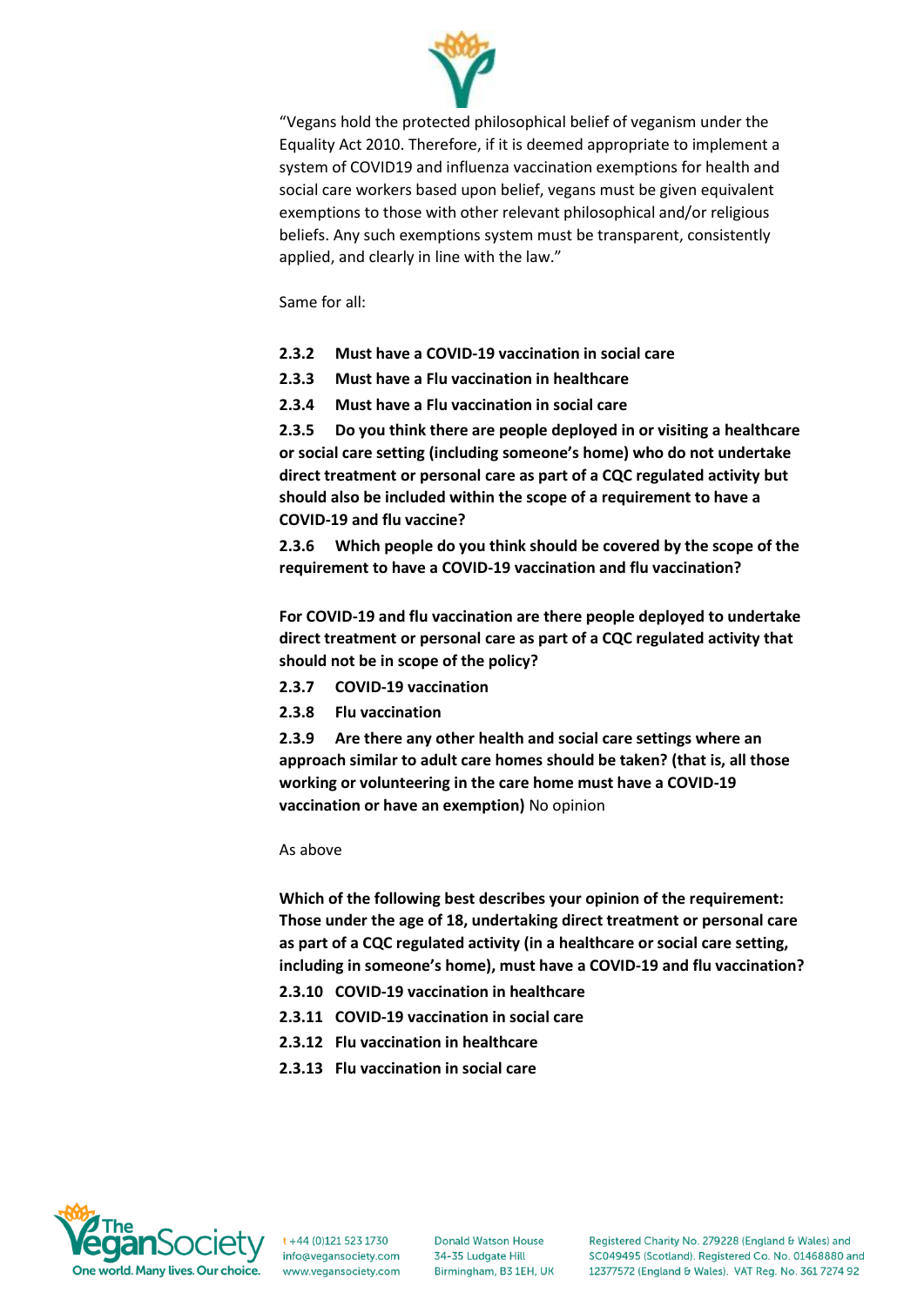"Vegans hold the protected philosophical belief of veganism under the Equality Act 2010. Therefore, if it is deemed appropriate to implement a system of COVID19 and influenza vaccination exemptions for health and social care workers based upon belief, vegans must be given equivalent exemptions to those with other relevant philosophical and/or religious beliefs. Any such exemptions system must be transparent, consistently applied, and clearly in line with the law."

Same for all:

**2.3.2 Must have a COVID-19 vaccination in social care**

**2.3.3 Must have a Flu vaccination in healthcare**

**2.3.4 Must have a Flu vaccination in social care**

**2.3.5 Do you think there are people deployed in or visiting a healthcare or social care setting (including someone's home) who do not undertake direct treatment or personal care as part of a CQC regulated activity but should also be included within the scope of a requirement to have a COVID-19 and flu vaccine?**

**2.3.6 Which people do you think should be covered by the scope of the requirement to have a COVID-19 vaccination and flu vaccination?**

**For COVID-19 and flu vaccination are there people deployed to undertake direct treatment or personal care as part of a CQC regulated activity that should not be in scope of the policy?**

**2.3.7 COVID-19 vaccination**

**2.3.8 Flu vaccination**

**2.3.9 Are there any other health and social care settings where an approach similar to adult care homes should be taken? (that is, all those working or volunteering in the care home must have a COVID-19 vaccination or have an exemption)** No opinion

As above

**Which of the following best describes your opinion of the requirement: Those under the age of 18, undertaking direct treatment or personal care as part of a CQC regulated activity (in a healthcare or social care setting, including in someone's home), must have a COVID-19 and flu vaccination?**

**2.3.10 COVID-19 vaccination in healthcare**

**2.3.11 COVID-19 vaccination in social care**

**2.3.12 Flu vaccination in healthcare**

**2.3.13 Flu vaccination in social care**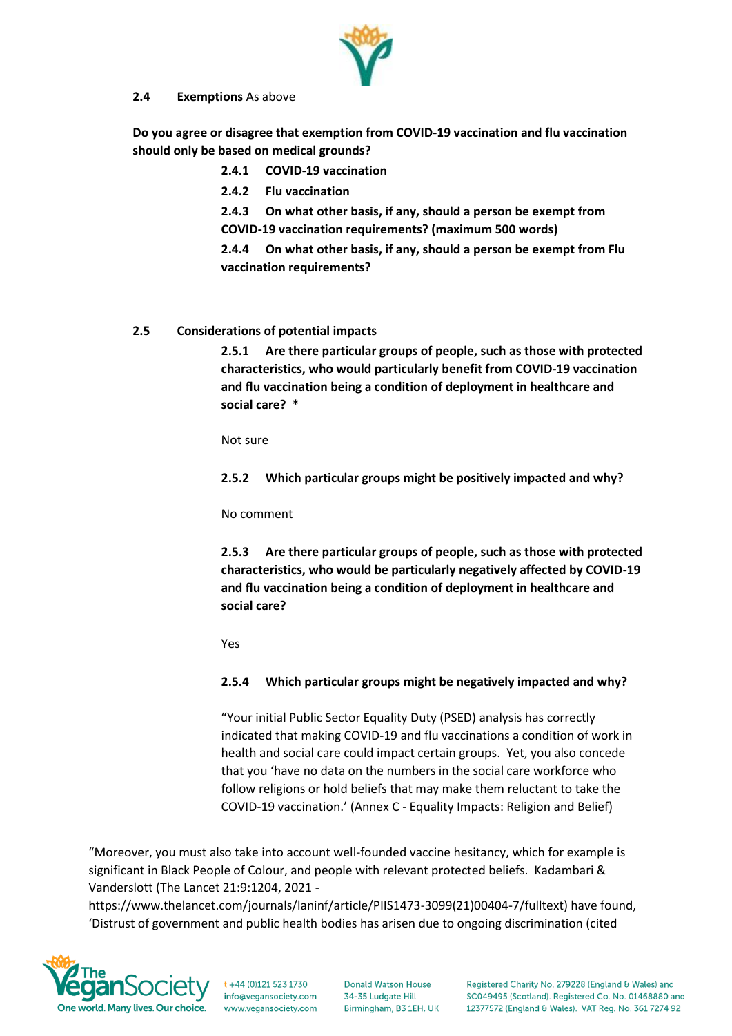**2.4 Exemptions** As above

**Do you agree or disagree that exemption from COVID-19 vaccination and flu vaccination should only be based on medical grounds?**

**2.4.1 COVID-19 vaccination**

**2.4.2 Flu vaccination**

**2.4.3 On what other basis, if any, should a person be exempt from COVID-19 vaccination requirements? (maximum 500 words)**

**2.4.4 On what other basis, if any, should a person be exempt from Flu vaccination requirements?**

**2.5 Considerations of potential impacts**

**2.5.1 Are there particular groups of people, such as those with protected characteristics, who would particularly benefit from COVID-19 vaccination and flu vaccination being a condition of deployment in healthcare and social care? \***

Not sure

**2.5.2 Which particular groups might be positively impacted and why?**

No comment

**2.5.3 Are there particular groups of people, such as those with protected characteristics, who would be particularly negatively affected by COVID-19 and flu vaccination being a condition of deployment in healthcare and social care?**

Yes

**2.5.4 Which particular groups might be negatively impacted and why?**

"Your initial Public Sector Equality Duty (PSED) analysis has correctly indicated that making COVID-19 and flu vaccinations a condition of work in health and social care could impact certain groups. Yet, you also concede that you 'have no data on the numbers in the social care workforce who follow religions or hold beliefs that may make them reluctant to take the COVID-19 vaccination.' (Annex C - Equality Impacts: Religion and Belief)

"Moreover, you must also take into account well-founded vaccine hesitancy, which for example is significant in Black People of Colour, and people with relevant protected beliefs. Kadambari & Vanderslott (The Lancet 21:9:1204, 2021 - https://www.thelancet.com/journals/laninf/article/PIIS1473-3099(21)00404-7/fulltext) have found, 'Distrust of government and public health bodies has arisen due to ongoing discrimination (cited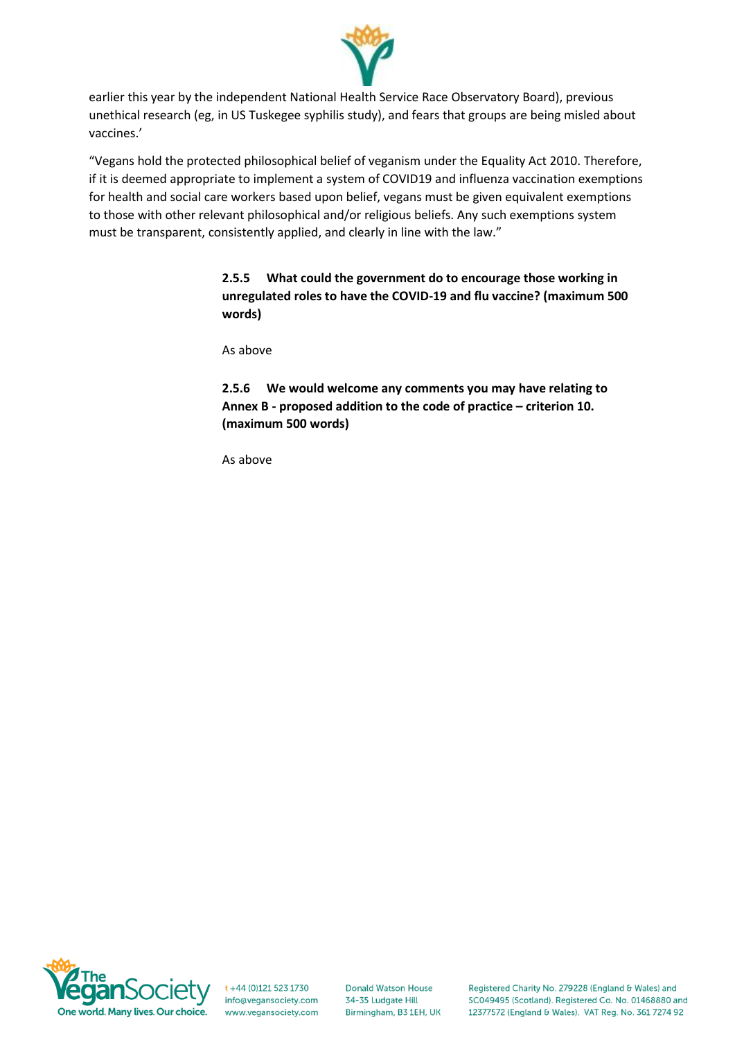earlier this year by the independent National Health Service Race Observatory Board), previous unethical research (eg, in US Tuskegee syphilis study), and fears that groups are being misled about vaccines.'

"Vegans hold the protected philosophical belief of veganism under the Equality Act 2010. Therefore, if it is deemed appropriate to implement a system of COVID19 and influenza vaccination exemptions for health and social care workers based upon belief, vegans must be given equivalent exemptions to those with other relevant philosophical and/or religious beliefs. Any such exemptions system must be transparent, consistently applied, and clearly in line with the law."

**2.5.5 What could the government do to encourage those working in unregulated roles to have the COVID-19 and flu vaccine? (maximum 500 words)**

As above

**2.5.6 We would welcome any comments you may have relating to Annex B - proposed addition to the code of practice – criterion 10. (maximum 500 words)**

As above